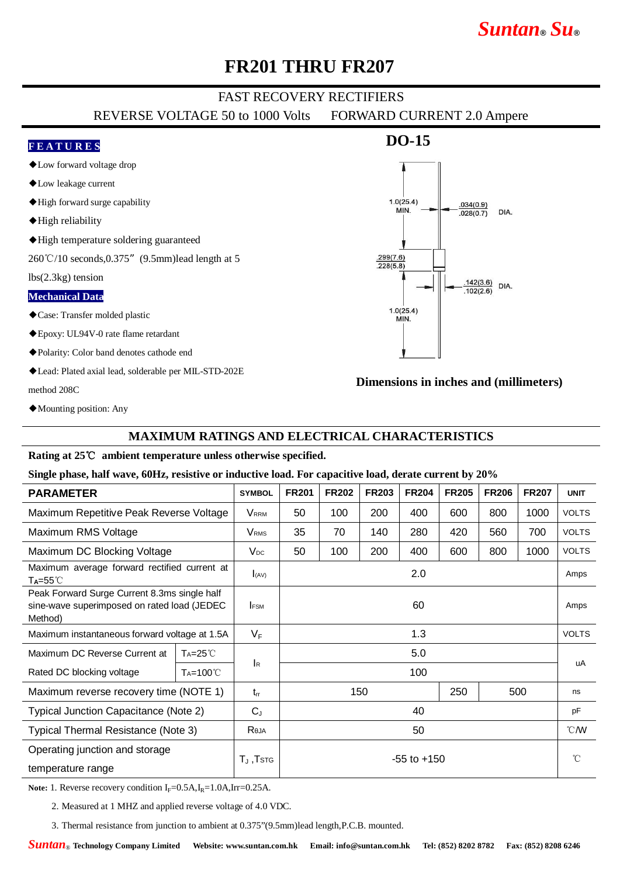# FR201 THRU FR207

## FAST RECOVERY RECTIFIERS

REVERSE VOLTAGE 50 to 1000 Volts　　FORWARD CURRENT 2.0 Ampere

### FEATURES

- ◆Low forward voltage drop
- ◆Low leakage current
- ◆High forward surge capability
- ◆High reliability
- ◆High temperature soldering guaranteed 260℃/10 seconds,0.375”(9.5mm)lead length at 5 lbs(2.3kg) tension

### Mechanical Data

- ◆Case: Transfer molded plastic
- ◆Epoxy: UL94V-0 rate flame retardant
- ◆Polarity: Color band denotes cathode end
- ◆Lead: Plated axial lead, solderable per MIL-STD-202E method 208C
- ◆Mounting position: Any

### DO-15

1.0(25.4) MIN.

.034(0.9) / .028(0.7) DIA.

.299(7.6) / .228(5.8)

.142(3.6) / .102(2.6) DIA.

1.0(25.4) MIN.

**Dimensions in inches and (millimeters)**

## MAXIMUM RATINGS AND ELECTRICAL CHARACTERISTICS

**Rating at 25℃ ambient temperature unless otherwise specified.**

**Single phase, half wave, 60Hz, resistive or inductive load. For capacitive load, derate current by 20%**

| PARAMETER | | SYMBOL | FR201 | FR202 | FR203 | FR204 | FR205 | FR206 | FR207 | UNIT |
|---|---|---|---|---|---|---|---|---|---|---|
| Maximum Repetitive Peak Reverse Voltage | | $V_{RRM}$ | 50 | 100 | 200 | 400 | 600 | 800 | 1000 | VOLTS |
| Maximum RMS Voltage | | $V_{RMS}$ | 35 | 70 | 140 | 280 | 420 | 560 | 700 | VOLTS |
| Maximum DC Blocking Voltage | | $V_{DC}$ | 50 | 100 | 200 | 400 | 600 | 800 | 1000 | VOLTS |
| Maximum average forward rectified current at $T_A$=55℃ | | $I_{(AV)}$ | 2.0 | | | | | | | Amps |
| Peak Forward Surge Current 8.3ms single half sine-wave superimposed on rated load (JEDEC Method) | | $I_{FSM}$ | 60 | | | | | | | Amps |
| Maximum instantaneous forward voltage at 1.5A | | $V_F$ | 1.3 | | | | | | | VOLTS |
| Maximum DC Reverse Current at | $T_A$=25℃ | $I_R$ | 5.0 | | | | | | | uA |
| Rated DC blocking voltage | $T_A$=100℃ | | 100 | | | | | | | |
| Maximum reverse recovery time (NOTE 1) | | $t_{rr}$ | 150 | | | | 250 | 500 | | ns |
| Typical Junction Capacitance (Note 2) | | $C_J$ | 40 | | | | | | | pF |
| Typical Thermal Resistance (Note 3) | | $R_{\theta JA}$ | 50 | | | | | | | ℃/W |
| Operating junction and storage temperature range | | $T_J$ ,$T_{STG}$ | -55 to +150 | | | | | | | ℃ |

**Note:** 1. Reverse recovery condition $I_F$=0.5A,$I_R$=1.0A,Irr=0.25A.

2. Measured at 1 MHZ and applied reverse voltage of 4.0 VDC.

3. Thermal resistance from junction to ambient at 0.375”(9.5mm)lead length,P.C.B. mounted.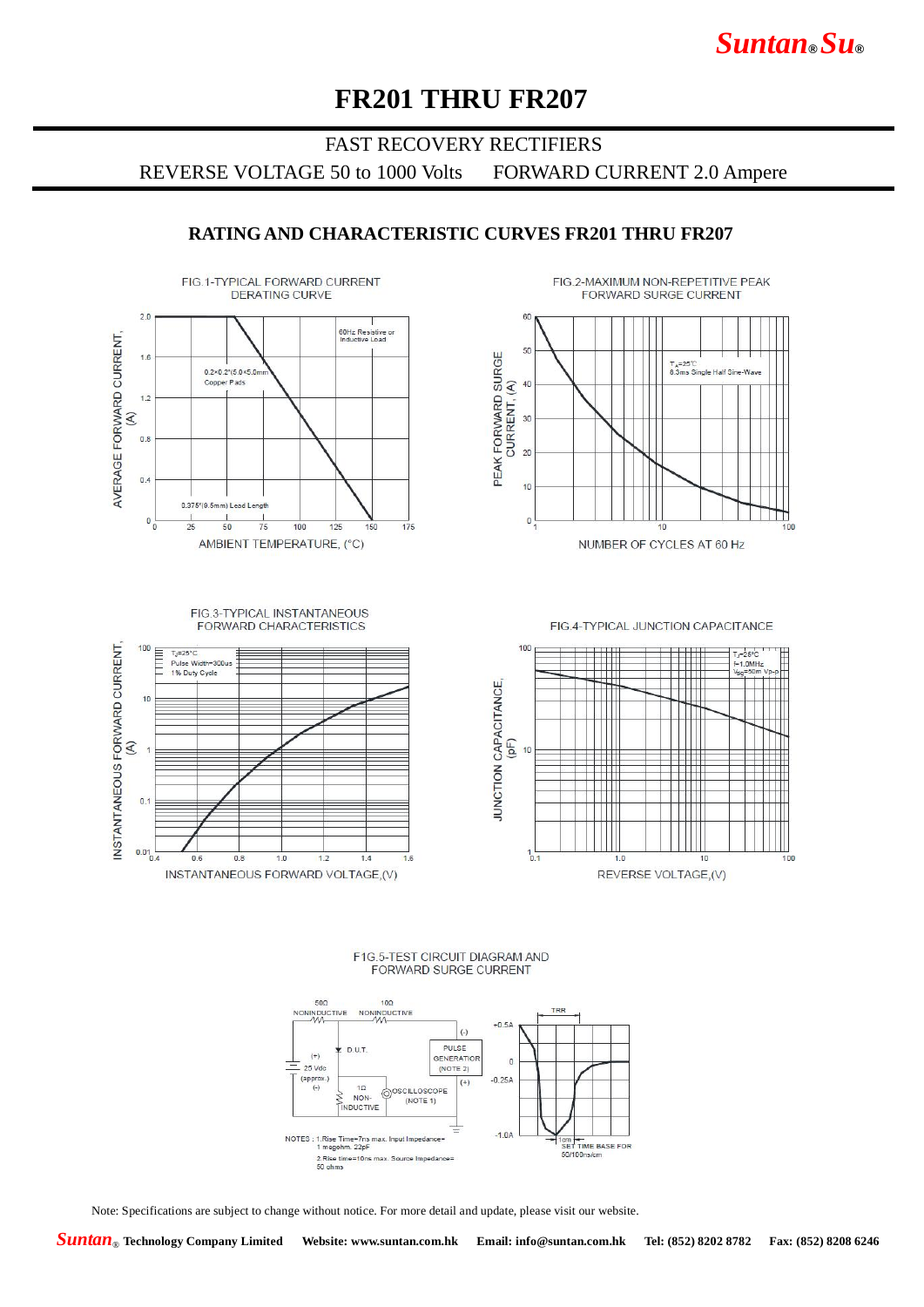# FR201 THRU FR207

FAST RECOVERY RECTIFIERS

REVERSE VOLTAGE 50 to 1000 Volts FORWARD CURRENT 2.0 Ampere

## RATING AND CHARACTERISTIC CURVES FR201 THRU FR207

FIG.1-TYPICAL FORWARD CURRENT DERATING CURVE

AVERAGE FORWARD CURRENT, (A)

2.0
1.6
1.2
0.8
0.4
0

60Hz Resistive or Inductive Load

0.2×0.2"(5.0×5.0mm) Copper Pads

0.375"(9.5mm) Lead Length

0 25 50 75 100 125 150 175

AMBIENT TEMPERATURE, (°C)

FIG.2-MAXIMUM NON-REPETITIVE PEAK FORWARD SURGE CURRENT

PEAK FORWARD SURGE CURRENT, (A)

60
50
40
30
20
10
0

$T_A$=25°C
8.3ms Single Half Sine-Wave

1 10 100

NUMBER OF CYCLES AT 60 Hz

FIG.3-TYPICAL INSTANTANEOUS FORWARD CHARACTERISTICS

INSTANTANEOUS FORWARD CURRENT, (A)

100
10
1
0.1
0.01

$T_J$=25°C
Pulse Width=300us
1% Duty Cycle

0.4 0.6 0.8 1.0 1.2 1.4 1.6

INSTANTANEOUS FORWARD VOLTAGE,(V)

FIG.4-TYPICAL JUNCTION CAPACITANCE

JUNCTION CAPACITANCE, (pF)

100
10
1

$T_J$=25°C
f=1.0MHz
$V_{sig}$=50m Vp-p

0.1 1.0 10 100

REVERSE VOLTAGE,(V)

FIG.5-TEST CIRCUIT DIAGRAM AND FORWARD SURGE CURRENT

50Ω NONINDUCTIVE
10Ω NONINDUCTIVE
D.U.T.
(+) 25 Vdc (approx.) (-)
PULSE GENERATOR (NOTE 2)
1Ω NON-INDUCTIVE
OSCILLOSCOPE (NOTE 1)
(-) (+)

TRR
+0.5A
0
-0.25A
-1.0A
1cm
SET TIME BASE FOR 50/100ns/cm

NOTES : 1.Rise Time=7ns max. Input Impedance= 1 megohm. 22pF
2.Rise time=10ns max. Source Impedance= 50 ohms

Note: Specifications are subject to change without notice. For more detail and update, please visit our website.

**Suntan® Technology Company Limited Website: www.suntan.com.hk Email: info@suntan.com.hk Tel: (852) 8202 8782 Fax: (852) 8208 6246**